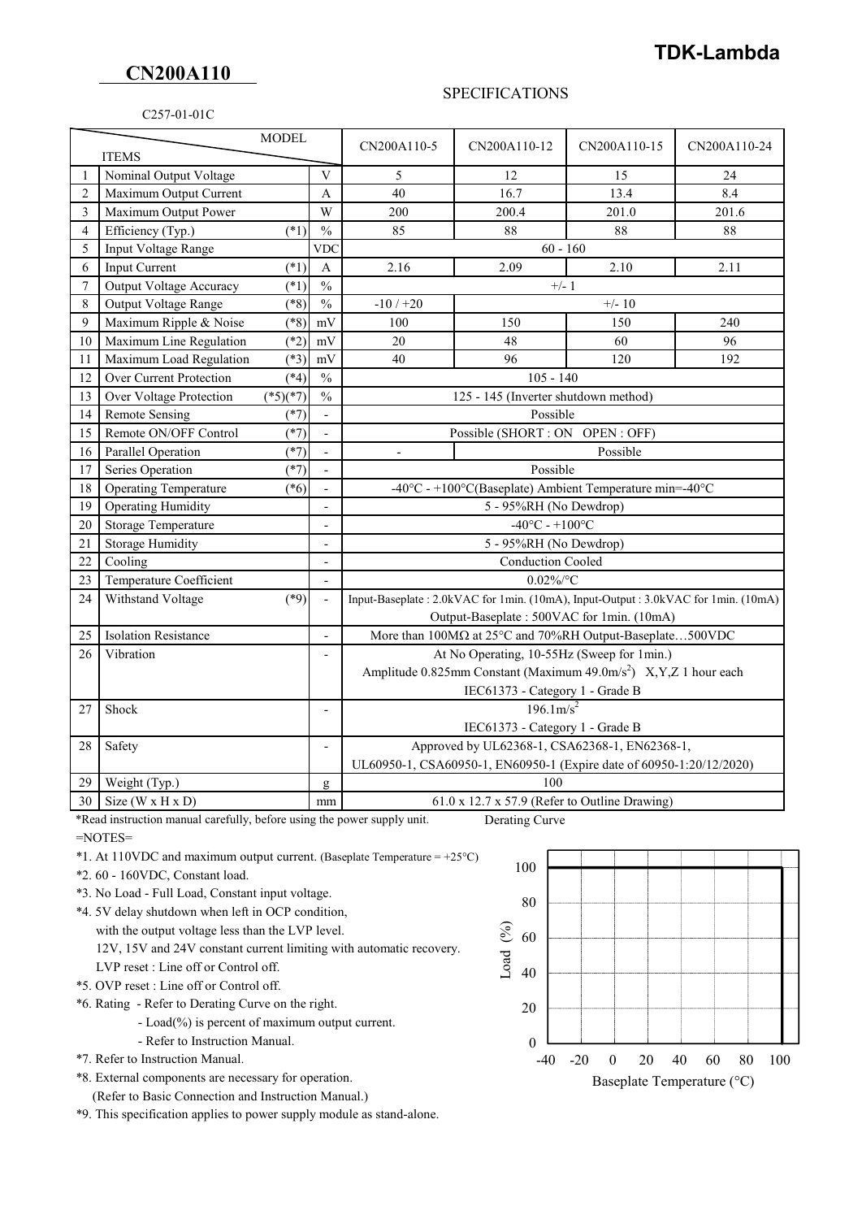**TDK-Lambda**

# CN200A110

## SPECIFICATIONS

C257-01-01C

| | ITEMS \ MODEL | | | CN200A110-5 | CN200A110-12 | CN200A110-15 | CN200A110-24 |
|---|---|---|---|---|---|---|---|
| 1 | Nominal Output Voltage | | V | 5 | 12 | 15 | 24 |
| 2 | Maximum Output Current | | A | 40 | 16.7 | 13.4 | 8.4 |
| 3 | Maximum Output Power | | W | 200 | 200.4 | 201.0 | 201.6 |
| 4 | Efficiency (Typ.) | (*1) | % | 85 | 88 | 88 | 88 |
| 5 | Input Voltage Range | | VDC | 60 - 160 | | | |
| 6 | Input Current | (*1) | A | 2.16 | 2.09 | 2.10 | 2.11 |
| 7 | Output Voltage Accuracy | (*1) | % | +/- 1 | | | |
| 8 | Output Voltage Range | (*8) | % | -10 / +20 | +/- 10 | | |
| 9 | Maximum Ripple & Noise | (*8) | mV | 100 | 150 | 150 | 240 |
| 10 | Maximum Line Regulation | (*2) | mV | 20 | 48 | 60 | 96 |
| 11 | Maximum Load Regulation | (*3) | mV | 40 | 96 | 120 | 192 |
| 12 | Over Current Protection | (*4) | % | 105 - 140 | | | |
| 13 | Over Voltage Protection | (*5)(*7) | % | 125 - 145 (Inverter shutdown method) | | | |
| 14 | Remote Sensing | (*7) | - | Possible | | | |
| 15 | Remote ON/OFF Control | (*7) | - | Possible (SHORT : ON OPEN : OFF) | | | |
| 16 | Parallel Operation | (*7) | - | - | Possible | | |
| 17 | Series Operation | (*7) | - | Possible | | | |
| 18 | Operating Temperature | (*6) | - | -40°C - +100°C(Baseplate) Ambient Temperature min=-40°C | | | |
| 19 | Operating Humidity | | - | 5 - 95%RH (No Dewdrop) | | | |
| 20 | Storage Temperature | | - | -40°C - +100°C | | | |
| 21 | Storage Humidity | | - | 5 - 95%RH (No Dewdrop) | | | |
| 22 | Cooling | | - | Conduction Cooled | | | |
| 23 | Temperature Coefficient | | - | 0.02%/°C | | | |
| 24 | Withstand Voltage | (*9) | - | Input-Baseplate : 2.0kVAC for 1min. (10mA), Input-Output : 3.0kVAC for 1min. (10mA)<br>Output-Baseplate : 500VAC for 1min. (10mA) | | | |
| 25 | Isolation Resistance | | - | More than 100MΩ at 25°C and 70%RH Output-Baseplate…500VDC | | | |
| 26 | Vibration | | - | At No Operating, 10-55Hz (Sweep for 1min.)<br>Amplitude 0.825mm Constant (Maximum 49.0m/s$^2$) X,Y,Z 1 hour each<br>IEC61373 - Category 1 - Grade B | | | |
| 27 | Shock | | - | 196.1m/s$^2$<br>IEC61373 - Category 1 - Grade B | | | |
| 28 | Safety | | - | Approved by UL62368-1, CSA62368-1, EN62368-1,<br>UL60950-1, CSA60950-1, EN60950-1 (Expire date of 60950-1:20/12/2020) | | | |
| 29 | Weight (Typ.) | | g | 100 | | | |
| 30 | Size (W x H x D) | | mm | 61.0 x 12.7 x 57.9 (Refer to Outline Drawing) | | | |

*Read instruction manual carefully, before using the power supply unit.

=NOTES=

*1. At 110VDC and maximum output current. (Baseplate Temperature = +25°C)

*2. 60 - 160VDC, Constant load.

*3. No Load - Full Load, Constant input voltage.

*4. 5V delay shutdown when left in OCP condition,
with the output voltage less than the LVP level.
12V, 15V and 24V constant current limiting with automatic recovery.
LVP reset : Line off or Control off.

*5. OVP reset : Line off or Control off.

*6. Rating - Refer to Derating Curve on the right.
- Load(%) is percent of maximum output current.
- Refer to Instruction Manual.

*7. Refer to Instruction Manual.

*8. External components are necessary for operation.
(Refer to Basic Connection and Instruction Manual.)

*9. This specification applies to power supply module as stand-alone.

Derating Curve

Load (%) vs. Baseplate Temperature (°C): 100% load from -40°C to 100°C.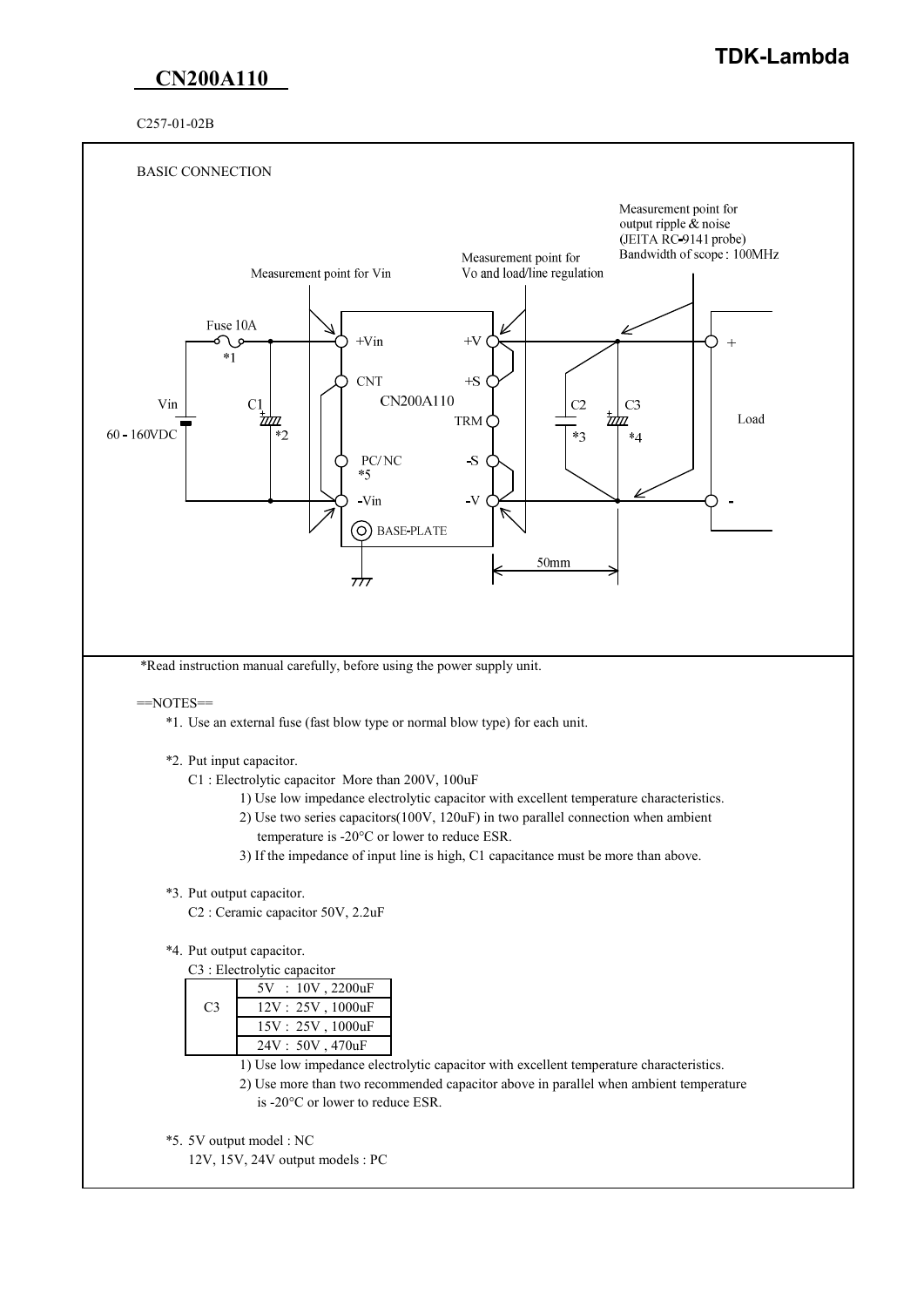# CN200A110

C257-01-02B

BASIC CONNECTION

Measurement point for Vin

Measurement point for Vo and load/line regulation

Measurement point for output ripple & noise (JEITA RC-9141 probe) Bandwidth of scope : 100MHz

Fuse 10A

*1

Vin

60 - 160VDC

C1

*2

+Vin

CNT

CN200A110

PC/NC

*5

-Vin

BASE-PLATE

+V

+S

TRM

-S

-V

C2

*3

C3

*4

Load

+

-

50mm

*Read instruction manual carefully, before using the power supply unit.

==NOTES==

*1. Use an external fuse (fast blow type or normal blow type) for each unit.

*2. Put input capacitor.

C1 : Electrolytic capacitor More than 200V, 100uF

1) Use low impedance electrolytic capacitor with excellent temperature characteristics.

2) Use two series capacitors(100V, 120uF) in two parallel connection when ambient temperature is -20°C or lower to reduce ESR.

3) If the impedance of input line is high, C1 capacitance must be more than above.

*3. Put output capacitor.

C2 : Ceramic capacitor 50V, 2.2uF

*4. Put output capacitor.

C3 : Electrolytic capacitor

| | |
|---|---|
| C3 | 5V : 10V , 2200uF |
| | 12V : 25V , 1000uF |
| | 15V : 25V , 1000uF |
| | 24V : 50V , 470uF |

1) Use low impedance electrolytic capacitor with excellent temperature characteristics.

2) Use more than two recommended capacitor above in parallel when ambient temperature is -20°C or lower to reduce ESR.

*5. 5V output model : NC

12V, 15V, 24V output models : PC